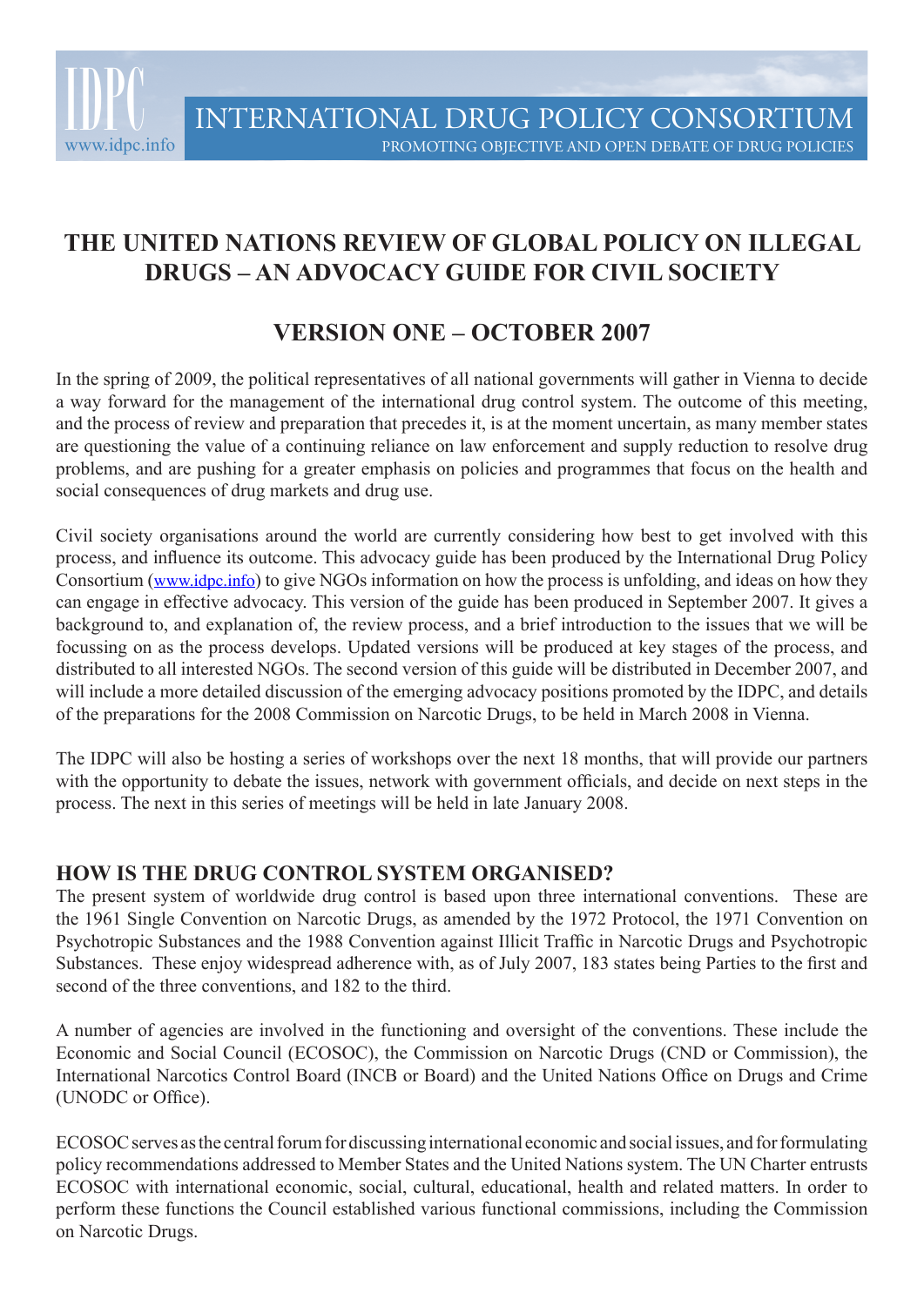IDPC
www.idpc.info

INTERNATIONAL DRUG POLICY CONSORTIUM
PROMOTING OBJECTIVE AND OPEN DEBATE OF DRUG POLICIES

# THE UNITED NATIONS REVIEW OF GLOBAL POLICY ON ILLEGAL DRUGS – AN ADVOCACY GUIDE FOR CIVIL SOCIETY

## VERSION ONE – OCTOBER 2007

In the spring of 2009, the political representatives of all national governments will gather in Vienna to decide a way forward for the management of the international drug control system. The outcome of this meeting, and the process of review and preparation that precedes it, is at the moment uncertain, as many member states are questioning the value of a continuing reliance on law enforcement and supply reduction to resolve drug problems, and are pushing for a greater emphasis on policies and programmes that focus on the health and social consequences of drug markets and drug use.

Civil society organisations around the world are currently considering how best to get involved with this process, and influence its outcome. This advocacy guide has been produced by the International Drug Policy Consortium (www.idpc.info) to give NGOs information on how the process is unfolding, and ideas on how they can engage in effective advocacy. This version of the guide has been produced in September 2007. It gives a background to, and explanation of, the review process, and a brief introduction to the issues that we will be focussing on as the process develops. Updated versions will be produced at key stages of the process, and distributed to all interested NGOs. The second version of this guide will be distributed in December 2007, and will include a more detailed discussion of the emerging advocacy positions promoted by the IDPC, and details of the preparations for the 2008 Commission on Narcotic Drugs, to be held in March 2008 in Vienna.

The IDPC will also be hosting a series of workshops over the next 18 months, that will provide our partners with the opportunity to debate the issues, network with government officials, and decide on next steps in the process. The next in this series of meetings will be held in late January 2008.

### HOW IS THE DRUG CONTROL SYSTEM ORGANISED?

The present system of worldwide drug control is based upon three international conventions. These are the 1961 Single Convention on Narcotic Drugs, as amended by the 1972 Protocol, the 1971 Convention on Psychotropic Substances and the 1988 Convention against Illicit Traffic in Narcotic Drugs and Psychotropic Substances. These enjoy widespread adherence with, as of July 2007, 183 states being Parties to the first and second of the three conventions, and 182 to the third.

A number of agencies are involved in the functioning and oversight of the conventions. These include the Economic and Social Council (ECOSOC), the Commission on Narcotic Drugs (CND or Commission), the International Narcotics Control Board (INCB or Board) and the United Nations Office on Drugs and Crime (UNODC or Office).

ECOSOC serves as the central forum for discussing international economic and social issues, and for formulating policy recommendations addressed to Member States and the United Nations system. The UN Charter entrusts ECOSOC with international economic, social, cultural, educational, health and related matters. In order to perform these functions the Council established various functional commissions, including the Commission on Narcotic Drugs.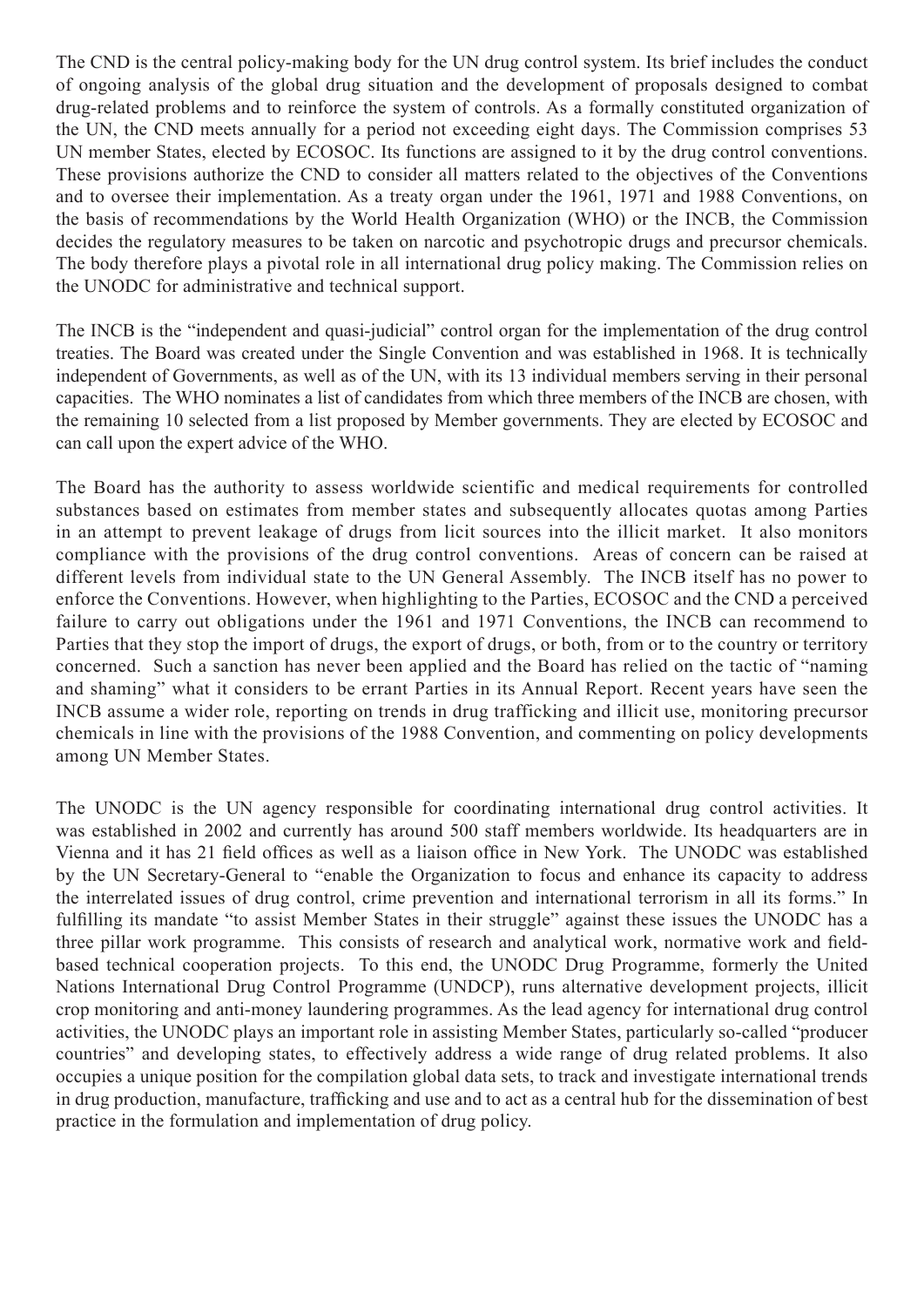The CND is the central policy-making body for the UN drug control system. Its brief includes the conduct of ongoing analysis of the global drug situation and the development of proposals designed to combat drug-related problems and to reinforce the system of controls. As a formally constituted organization of the UN, the CND meets annually for a period not exceeding eight days. The Commission comprises 53 UN member States, elected by ECOSOC. Its functions are assigned to it by the drug control conventions. These provisions authorize the CND to consider all matters related to the objectives of the Conventions and to oversee their implementation. As a treaty organ under the 1961, 1971 and 1988 Conventions, on the basis of recommendations by the World Health Organization (WHO) or the INCB, the Commission decides the regulatory measures to be taken on narcotic and psychotropic drugs and precursor chemicals. The body therefore plays a pivotal role in all international drug policy making. The Commission relies on the UNODC for administrative and technical support.

The INCB is the "independent and quasi-judicial" control organ for the implementation of the drug control treaties. The Board was created under the Single Convention and was established in 1968. It is technically independent of Governments, as well as of the UN, with its 13 individual members serving in their personal capacities. The WHO nominates a list of candidates from which three members of the INCB are chosen, with the remaining 10 selected from a list proposed by Member governments. They are elected by ECOSOC and can call upon the expert advice of the WHO.

The Board has the authority to assess worldwide scientific and medical requirements for controlled substances based on estimates from member states and subsequently allocates quotas among Parties in an attempt to prevent leakage of drugs from licit sources into the illicit market. It also monitors compliance with the provisions of the drug control conventions. Areas of concern can be raised at different levels from individual state to the UN General Assembly. The INCB itself has no power to enforce the Conventions. However, when highlighting to the Parties, ECOSOC and the CND a perceived failure to carry out obligations under the 1961 and 1971 Conventions, the INCB can recommend to Parties that they stop the import of drugs, the export of drugs, or both, from or to the country or territory concerned. Such a sanction has never been applied and the Board has relied on the tactic of "naming and shaming" what it considers to be errant Parties in its Annual Report. Recent years have seen the INCB assume a wider role, reporting on trends in drug trafficking and illicit use, monitoring precursor chemicals in line with the provisions of the 1988 Convention, and commenting on policy developments among UN Member States.

The UNODC is the UN agency responsible for coordinating international drug control activities. It was established in 2002 and currently has around 500 staff members worldwide. Its headquarters are in Vienna and it has 21 field offices as well as a liaison office in New York. The UNODC was established by the UN Secretary-General to "enable the Organization to focus and enhance its capacity to address the interrelated issues of drug control, crime prevention and international terrorism in all its forms." In fulfilling its mandate "to assist Member States in their struggle" against these issues the UNODC has a three pillar work programme. This consists of research and analytical work, normative work and field-based technical cooperation projects. To this end, the UNODC Drug Programme, formerly the United Nations International Drug Control Programme (UNDCP), runs alternative development projects, illicit crop monitoring and anti-money laundering programmes. As the lead agency for international drug control activities, the UNODC plays an important role in assisting Member States, particularly so-called "producer countries" and developing states, to effectively address a wide range of drug related problems. It also occupies a unique position for the compilation global data sets, to track and investigate international trends in drug production, manufacture, trafficking and use and to act as a central hub for the dissemination of best practice in the formulation and implementation of drug policy.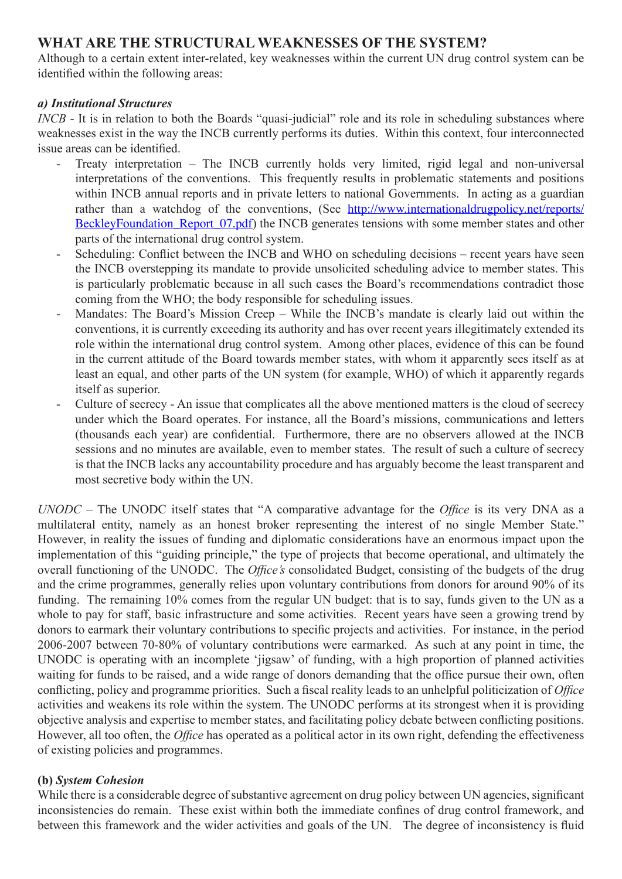## WHAT ARE THE STRUCTURAL WEAKNESSES OF THE SYSTEM?

Although to a certain extent inter-related, key weaknesses within the current UN drug control system can be identified within the following areas:

### *a) Institutional Structures*

*INCB* - It is in relation to both the Boards "quasi-judicial" role and its role in scheduling substances where weaknesses exist in the way the INCB currently performs its duties. Within this context, four interconnected issue areas can be identified.

- Treaty interpretation – The INCB currently holds very limited, rigid legal and non-universal interpretations of the conventions. This frequently results in problematic statements and positions within INCB annual reports and in private letters to national Governments. In acting as a guardian rather than a watchdog of the conventions, (See [http://www.internationaldrugpolicy.net/reports/BeckleyFoundation_Report_07.pdf](http://www.internationaldrugpolicy.net/reports/BeckleyFoundation_Report_07.pdf)) the INCB generates tensions with some member states and other parts of the international drug control system.
- Scheduling: Conflict between the INCB and WHO on scheduling decisions – recent years have seen the INCB overstepping its mandate to provide unsolicited scheduling advice to member states. This is particularly problematic because in all such cases the Board's recommendations contradict those coming from the WHO; the body responsible for scheduling issues.
- Mandates: The Board's Mission Creep – While the INCB's mandate is clearly laid out within the conventions, it is currently exceeding its authority and has over recent years illegitimately extended its role within the international drug control system. Among other places, evidence of this can be found in the current attitude of the Board towards member states, with whom it apparently sees itself as at least an equal, and other parts of the UN system (for example, WHO) of which it apparently regards itself as superior.
- Culture of secrecy - An issue that complicates all the above mentioned matters is the cloud of secrecy under which the Board operates. For instance, all the Board's missions, communications and letters (thousands each year) are confidential. Furthermore, there are no observers allowed at the INCB sessions and no minutes are available, even to member states. The result of such a culture of secrecy is that the INCB lacks any accountability procedure and has arguably become the least transparent and most secretive body within the UN.

*UNODC* – The UNODC itself states that "A comparative advantage for the *Office* is its very DNA as a multilateral entity, namely as an honest broker representing the interest of no single Member State." However, in reality the issues of funding and diplomatic considerations have an enormous impact upon the implementation of this "guiding principle," the type of projects that become operational, and ultimately the overall functioning of the UNODC. The *Office's* consolidated Budget, consisting of the budgets of the drug and the crime programmes, generally relies upon voluntary contributions from donors for around 90% of its funding. The remaining 10% comes from the regular UN budget: that is to say, funds given to the UN as a whole to pay for staff, basic infrastructure and some activities. Recent years have seen a growing trend by donors to earmark their voluntary contributions to specific projects and activities. For instance, in the period 2006-2007 between 70-80% of voluntary contributions were earmarked. As such at any point in time, the UNODC is operating with an incomplete 'jigsaw' of funding, with a high proportion of planned activities waiting for funds to be raised, and a wide range of donors demanding that the office pursue their own, often conflicting, policy and programme priorities. Such a fiscal reality leads to an unhelpful politicization of *Office* activities and weakens its role within the system. The UNODC performs at its strongest when it is providing objective analysis and expertise to member states, and facilitating policy debate between conflicting positions. However, all too often, the *Office* has operated as a political actor in its own right, defending the effectiveness of existing policies and programmes.

### **(b)** *System Cohesion*

While there is a considerable degree of substantive agreement on drug policy between UN agencies, significant inconsistencies do remain. These exist within both the immediate confines of drug control framework, and between this framework and the wider activities and goals of the UN. The degree of inconsistency is fluid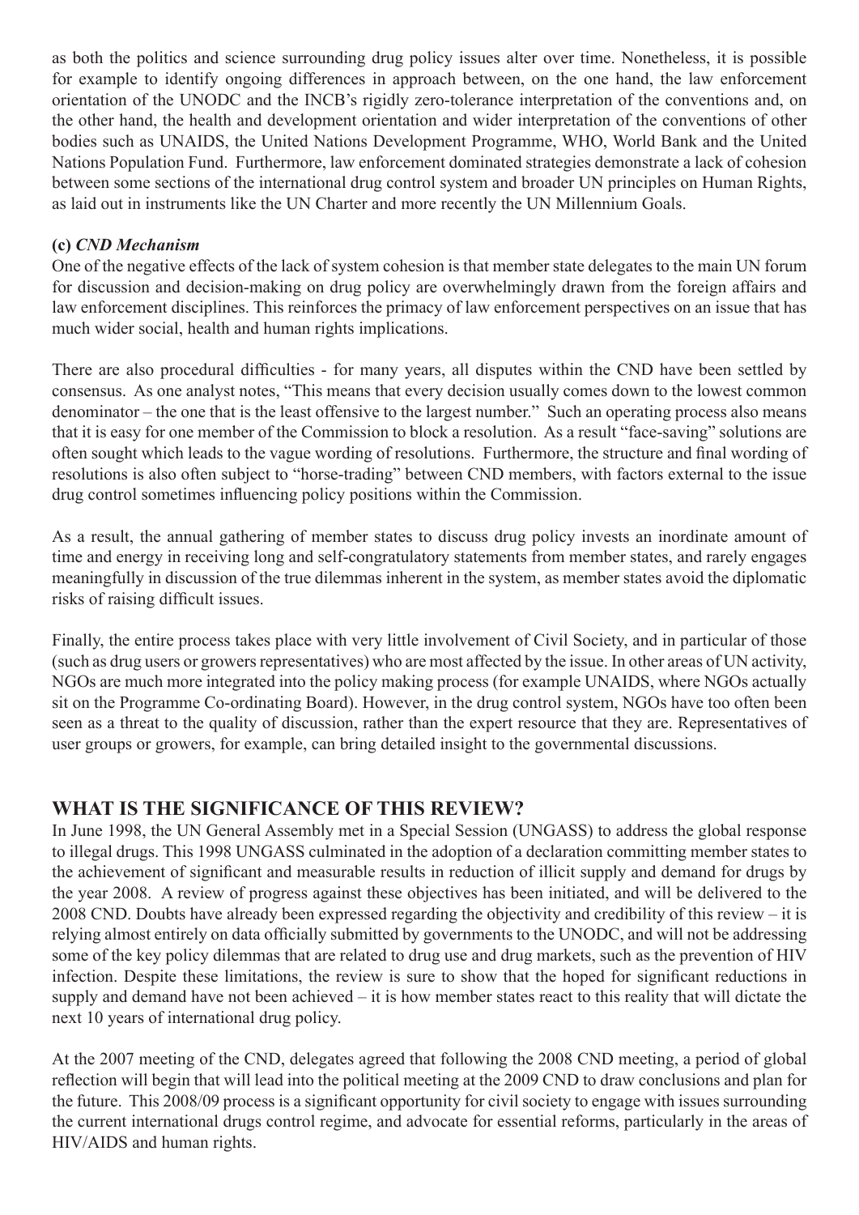as both the politics and science surrounding drug policy issues alter over time. Nonetheless, it is possible for example to identify ongoing differences in approach between, on the one hand, the law enforcement orientation of the UNODC and the INCB's rigidly zero-tolerance interpretation of the conventions and, on the other hand, the health and development orientation and wider interpretation of the conventions of other bodies such as UNAIDS, the United Nations Development Programme, WHO, World Bank and the United Nations Population Fund. Furthermore, law enforcement dominated strategies demonstrate a lack of cohesion between some sections of the international drug control system and broader UN principles on Human Rights, as laid out in instruments like the UN Charter and more recently the UN Millennium Goals.

**(c)** ***CND Mechanism***

One of the negative effects of the lack of system cohesion is that member state delegates to the main UN forum for discussion and decision-making on drug policy are overwhelmingly drawn from the foreign affairs and law enforcement disciplines. This reinforces the primacy of law enforcement perspectives on an issue that has much wider social, health and human rights implications.

There are also procedural difficulties - for many years, all disputes within the CND have been settled by consensus. As one analyst notes, "This means that every decision usually comes down to the lowest common denominator – the one that is the least offensive to the largest number." Such an operating process also means that it is easy for one member of the Commission to block a resolution. As a result "face-saving" solutions are often sought which leads to the vague wording of resolutions. Furthermore, the structure and final wording of resolutions is also often subject to "horse-trading" between CND members, with factors external to the issue drug control sometimes influencing policy positions within the Commission.

As a result, the annual gathering of member states to discuss drug policy invests an inordinate amount of time and energy in receiving long and self-congratulatory statements from member states, and rarely engages meaningfully in discussion of the true dilemmas inherent in the system, as member states avoid the diplomatic risks of raising difficult issues.

Finally, the entire process takes place with very little involvement of Civil Society, and in particular of those (such as drug users or growers representatives) who are most affected by the issue. In other areas of UN activity, NGOs are much more integrated into the policy making process (for example UNAIDS, where NGOs actually sit on the Programme Co-ordinating Board). However, in the drug control system, NGOs have too often been seen as a threat to the quality of discussion, rather than the expert resource that they are. Representatives of user groups or growers, for example, can bring detailed insight to the governmental discussions.

## WHAT IS THE SIGNIFICANCE OF THIS REVIEW?

In June 1998, the UN General Assembly met in a Special Session (UNGASS) to address the global response to illegal drugs. This 1998 UNGASS culminated in the adoption of a declaration committing member states to the achievement of significant and measurable results in reduction of illicit supply and demand for drugs by the year 2008. A review of progress against these objectives has been initiated, and will be delivered to the 2008 CND. Doubts have already been expressed regarding the objectivity and credibility of this review – it is relying almost entirely on data officially submitted by governments to the UNODC, and will not be addressing some of the key policy dilemmas that are related to drug use and drug markets, such as the prevention of HIV infection. Despite these limitations, the review is sure to show that the hoped for significant reductions in supply and demand have not been achieved – it is how member states react to this reality that will dictate the next 10 years of international drug policy.

At the 2007 meeting of the CND, delegates agreed that following the 2008 CND meeting, a period of global reflection will begin that will lead into the political meeting at the 2009 CND to draw conclusions and plan for the future. This 2008/09 process is a significant opportunity for civil society to engage with issues surrounding the current international drugs control regime, and advocate for essential reforms, particularly in the areas of HIV/AIDS and human rights.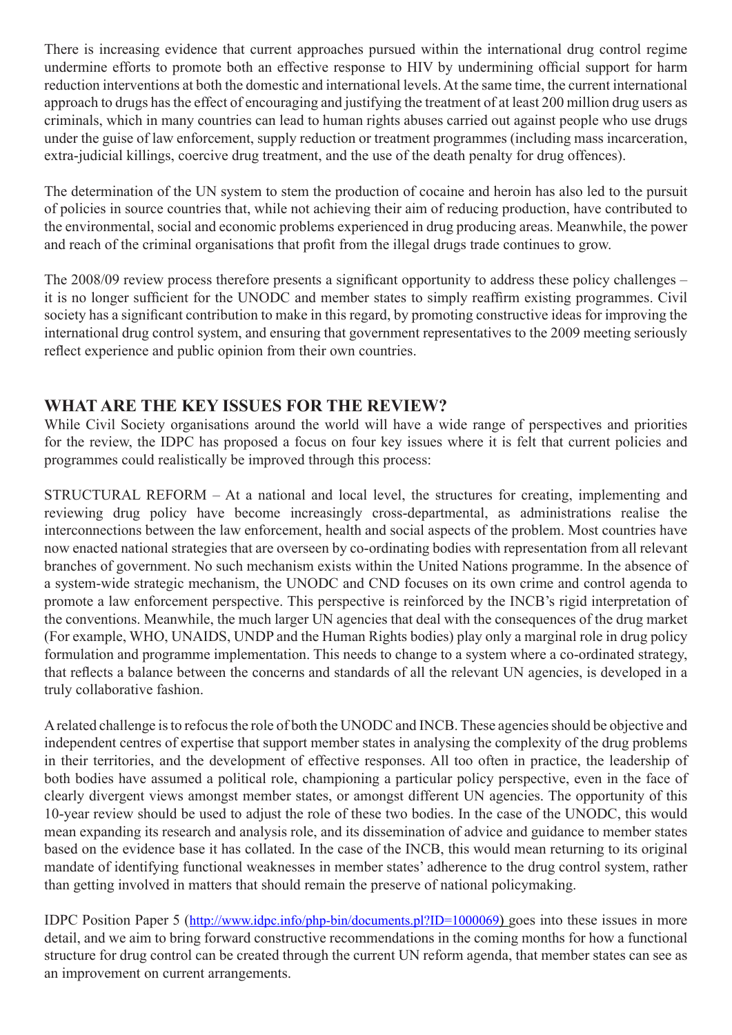There is increasing evidence that current approaches pursued within the international drug control regime undermine efforts to promote both an effective response to HIV by undermining official support for harm reduction interventions at both the domestic and international levels. At the same time, the current international approach to drugs has the effect of encouraging and justifying the treatment of at least 200 million drug users as criminals, which in many countries can lead to human rights abuses carried out against people who use drugs under the guise of law enforcement, supply reduction or treatment programmes (including mass incarceration, extra-judicial killings, coercive drug treatment, and the use of the death penalty for drug offences).

The determination of the UN system to stem the production of cocaine and heroin has also led to the pursuit of policies in source countries that, while not achieving their aim of reducing production, have contributed to the environmental, social and economic problems experienced in drug producing areas. Meanwhile, the power and reach of the criminal organisations that profit from the illegal drugs trade continues to grow.

The 2008/09 review process therefore presents a significant opportunity to address these policy challenges – it is no longer sufficient for the UNODC and member states to simply reaffirm existing programmes. Civil society has a significant contribution to make in this regard, by promoting constructive ideas for improving the international drug control system, and ensuring that government representatives to the 2009 meeting seriously reflect experience and public opinion from their own countries.

## WHAT ARE THE KEY ISSUES FOR THE REVIEW?

While Civil Society organisations around the world will have a wide range of perspectives and priorities for the review, the IDPC has proposed a focus on four key issues where it is felt that current policies and programmes could realistically be improved through this process:

STRUCTURAL REFORM – At a national and local level, the structures for creating, implementing and reviewing drug policy have become increasingly cross-departmental, as administrations realise the interconnections between the law enforcement, health and social aspects of the problem. Most countries have now enacted national strategies that are overseen by co-ordinating bodies with representation from all relevant branches of government. No such mechanism exists within the United Nations programme. In the absence of a system-wide strategic mechanism, the UNODC and CND focuses on its own crime and control agenda to promote a law enforcement perspective. This perspective is reinforced by the INCB's rigid interpretation of the conventions. Meanwhile, the much larger UN agencies that deal with the consequences of the drug market (For example, WHO, UNAIDS, UNDP and the Human Rights bodies) play only a marginal role in drug policy formulation and programme implementation. This needs to change to a system where a co-ordinated strategy, that reflects a balance between the concerns and standards of all the relevant UN agencies, is developed in a truly collaborative fashion.

A related challenge is to refocus the role of both the UNODC and INCB. These agencies should be objective and independent centres of expertise that support member states in analysing the complexity of the drug problems in their territories, and the development of effective responses. All too often in practice, the leadership of both bodies have assumed a political role, championing a particular policy perspective, even in the face of clearly divergent views amongst member states, or amongst different UN agencies. The opportunity of this 10-year review should be used to adjust the role of these two bodies. In the case of the UNODC, this would mean expanding its research and analysis role, and its dissemination of advice and guidance to member states based on the evidence base it has collated. In the case of the INCB, this would mean returning to its original mandate of identifying functional weaknesses in member states' adherence to the drug control system, rather than getting involved in matters that should remain the preserve of national policymaking.

IDPC Position Paper 5 (http://www.idpc.info/php-bin/documents.pl?ID=1000069) goes into these issues in more detail, and we aim to bring forward constructive recommendations in the coming months for how a functional structure for drug control can be created through the current UN reform agenda, that member states can see as an improvement on current arrangements.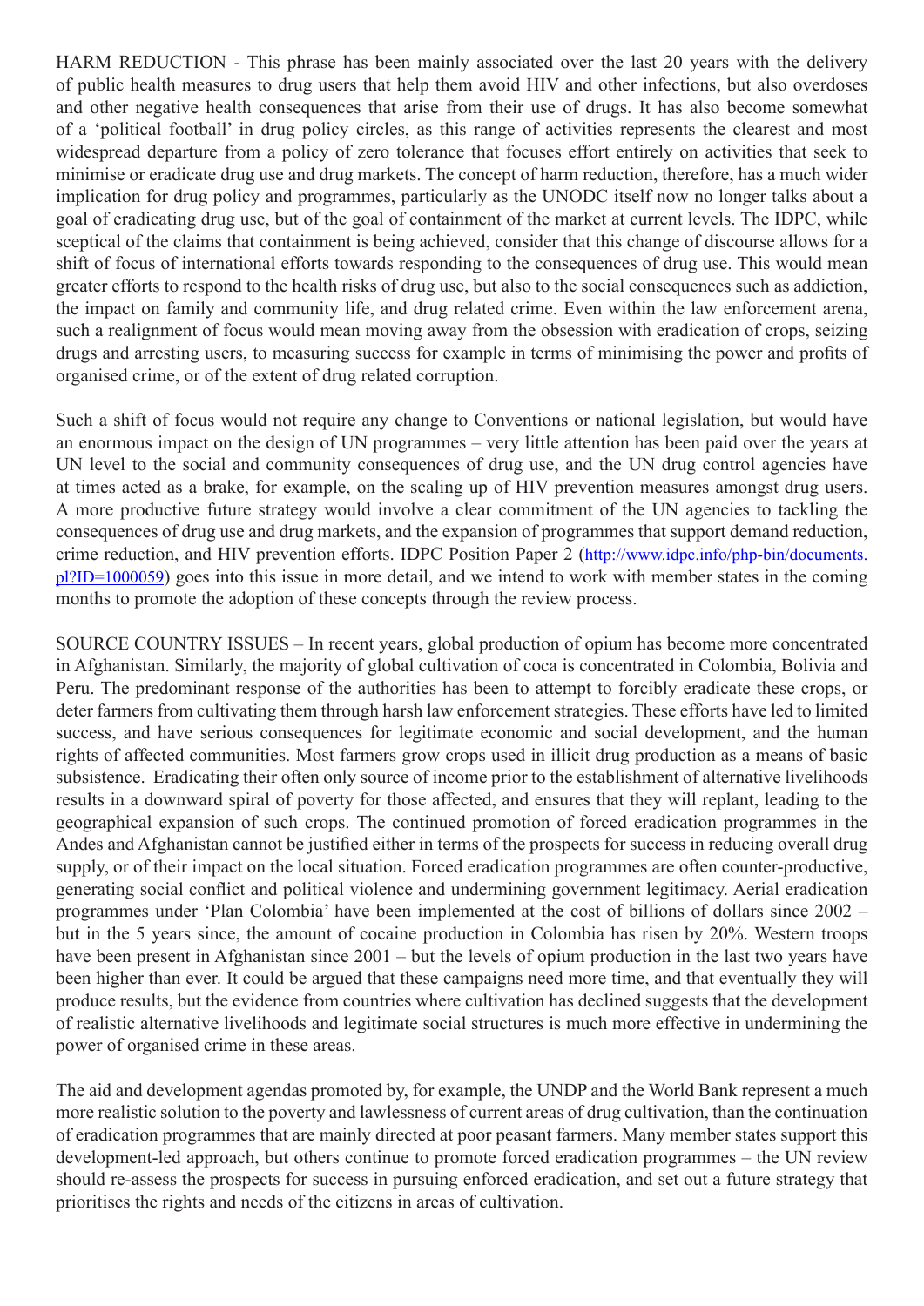HARM REDUCTION - This phrase has been mainly associated over the last 20 years with the delivery of public health measures to drug users that help them avoid HIV and other infections, but also overdoses and other negative health consequences that arise from their use of drugs. It has also become somewhat of a 'political football' in drug policy circles, as this range of activities represents the clearest and most widespread departure from a policy of zero tolerance that focuses effort entirely on activities that seek to minimise or eradicate drug use and drug markets. The concept of harm reduction, therefore, has a much wider implication for drug policy and programmes, particularly as the UNODC itself now no longer talks about a goal of eradicating drug use, but of the goal of containment of the market at current levels. The IDPC, while sceptical of the claims that containment is being achieved, consider that this change of discourse allows for a shift of focus of international efforts towards responding to the consequences of drug use. This would mean greater efforts to respond to the health risks of drug use, but also to the social consequences such as addiction, the impact on family and community life, and drug related crime. Even within the law enforcement arena, such a realignment of focus would mean moving away from the obsession with eradication of crops, seizing drugs and arresting users, to measuring success for example in terms of minimising the power and profits of organised crime, or of the extent of drug related corruption.

Such a shift of focus would not require any change to Conventions or national legislation, but would have an enormous impact on the design of UN programmes – very little attention has been paid over the years at UN level to the social and community consequences of drug use, and the UN drug control agencies have at times acted as a brake, for example, on the scaling up of HIV prevention measures amongst drug users. A more productive future strategy would involve a clear commitment of the UN agencies to tackling the consequences of drug use and drug markets, and the expansion of programmes that support demand reduction, crime reduction, and HIV prevention efforts. IDPC Position Paper 2 (http://www.idpc.info/php-bin/documents.pl?ID=1000059) goes into this issue in more detail, and we intend to work with member states in the coming months to promote the adoption of these concepts through the review process.

SOURCE COUNTRY ISSUES – In recent years, global production of opium has become more concentrated in Afghanistan. Similarly, the majority of global cultivation of coca is concentrated in Colombia, Bolivia and Peru. The predominant response of the authorities has been to attempt to forcibly eradicate these crops, or deter farmers from cultivating them through harsh law enforcement strategies. These efforts have led to limited success, and have serious consequences for legitimate economic and social development, and the human rights of affected communities. Most farmers grow crops used in illicit drug production as a means of basic subsistence. Eradicating their often only source of income prior to the establishment of alternative livelihoods results in a downward spiral of poverty for those affected, and ensures that they will replant, leading to the geographical expansion of such crops. The continued promotion of forced eradication programmes in the Andes and Afghanistan cannot be justified either in terms of the prospects for success in reducing overall drug supply, or of their impact on the local situation. Forced eradication programmes are often counter-productive, generating social conflict and political violence and undermining government legitimacy. Aerial eradication programmes under 'Plan Colombia' have been implemented at the cost of billions of dollars since 2002 – but in the 5 years since, the amount of cocaine production in Colombia has risen by 20%. Western troops have been present in Afghanistan since 2001 – but the levels of opium production in the last two years have been higher than ever. It could be argued that these campaigns need more time, and that eventually they will produce results, but the evidence from countries where cultivation has declined suggests that the development of realistic alternative livelihoods and legitimate social structures is much more effective in undermining the power of organised crime in these areas.

The aid and development agendas promoted by, for example, the UNDP and the World Bank represent a much more realistic solution to the poverty and lawlessness of current areas of drug cultivation, than the continuation of eradication programmes that are mainly directed at poor peasant farmers. Many member states support this development-led approach, but others continue to promote forced eradication programmes – the UN review should re-assess the prospects for success in pursuing enforced eradication, and set out a future strategy that prioritises the rights and needs of the citizens in areas of cultivation.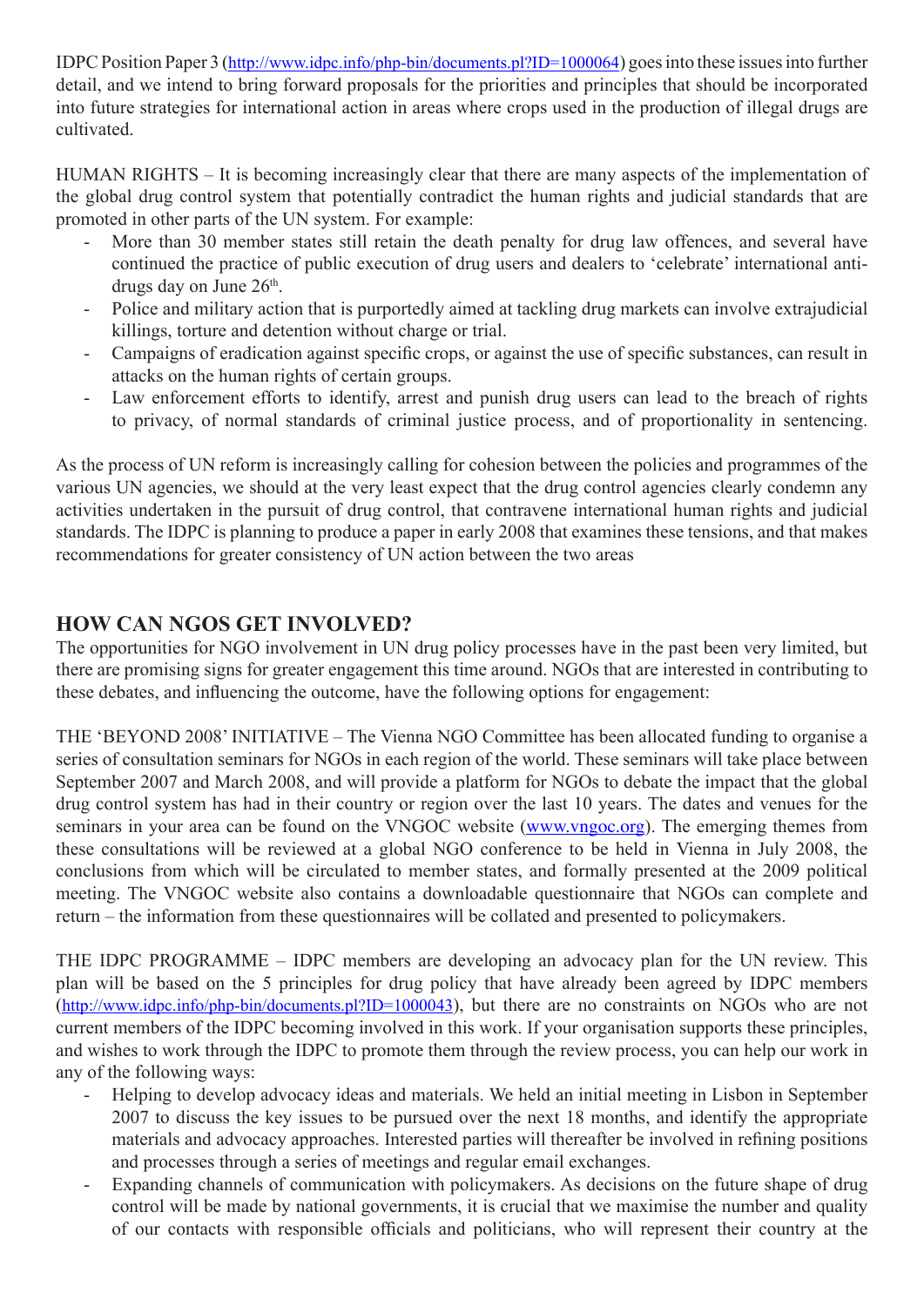IDPC Position Paper 3 (http://www.idpc.info/php-bin/documents.pl?ID=1000064) goes into these issues into further detail, and we intend to bring forward proposals for the priorities and principles that should be incorporated into future strategies for international action in areas where crops used in the production of illegal drugs are cultivated.

HUMAN RIGHTS – It is becoming increasingly clear that there are many aspects of the implementation of the global drug control system that potentially contradict the human rights and judicial standards that are promoted in other parts of the UN system. For example:

- More than 30 member states still retain the death penalty for drug law offences, and several have continued the practice of public execution of drug users and dealers to 'celebrate' international anti-drugs day on June 26th.
- Police and military action that is purportedly aimed at tackling drug markets can involve extrajudicial killings, torture and detention without charge or trial.
- Campaigns of eradication against specific crops, or against the use of specific substances, can result in attacks on the human rights of certain groups.
- Law enforcement efforts to identify, arrest and punish drug users can lead to the breach of rights to privacy, of normal standards of criminal justice process, and of proportionality in sentencing.

As the process of UN reform is increasingly calling for cohesion between the policies and programmes of the various UN agencies, we should at the very least expect that the drug control agencies clearly condemn any activities undertaken in the pursuit of drug control, that contravene international human rights and judicial standards. The IDPC is planning to produce a paper in early 2008 that examines these tensions, and that makes recommendations for greater consistency of UN action between the two areas

## HOW CAN NGOS GET INVOLVED?

The opportunities for NGO involvement in UN drug policy processes have in the past been very limited, but there are promising signs for greater engagement this time around. NGOs that are interested in contributing to these debates, and influencing the outcome, have the following options for engagement:

THE 'BEYOND 2008' INITIATIVE – The Vienna NGO Committee has been allocated funding to organise a series of consultation seminars for NGOs in each region of the world. These seminars will take place between September 2007 and March 2008, and will provide a platform for NGOs to debate the impact that the global drug control system has had in their country or region over the last 10 years. The dates and venues for the seminars in your area can be found on the VNGOC website (www.vngoc.org). The emerging themes from these consultations will be reviewed at a global NGO conference to be held in Vienna in July 2008, the conclusions from which will be circulated to member states, and formally presented at the 2009 political meeting. The VNGOC website also contains a downloadable questionnaire that NGOs can complete and return – the information from these questionnaires will be collated and presented to policymakers.

THE IDPC PROGRAMME – IDPC members are developing an advocacy plan for the UN review. This plan will be based on the 5 principles for drug policy that have already been agreed by IDPC members (http://www.idpc.info/php-bin/documents.pl?ID=1000043), but there are no constraints on NGOs who are not current members of the IDPC becoming involved in this work. If your organisation supports these principles, and wishes to work through the IDPC to promote them through the review process, you can help our work in any of the following ways:

- Helping to develop advocacy ideas and materials. We held an initial meeting in Lisbon in September 2007 to discuss the key issues to be pursued over the next 18 months, and identify the appropriate materials and advocacy approaches. Interested parties will thereafter be involved in refining positions and processes through a series of meetings and regular email exchanges.
- Expanding channels of communication with policymakers. As decisions on the future shape of drug control will be made by national governments, it is crucial that we maximise the number and quality of our contacts with responsible officials and politicians, who will represent their country at the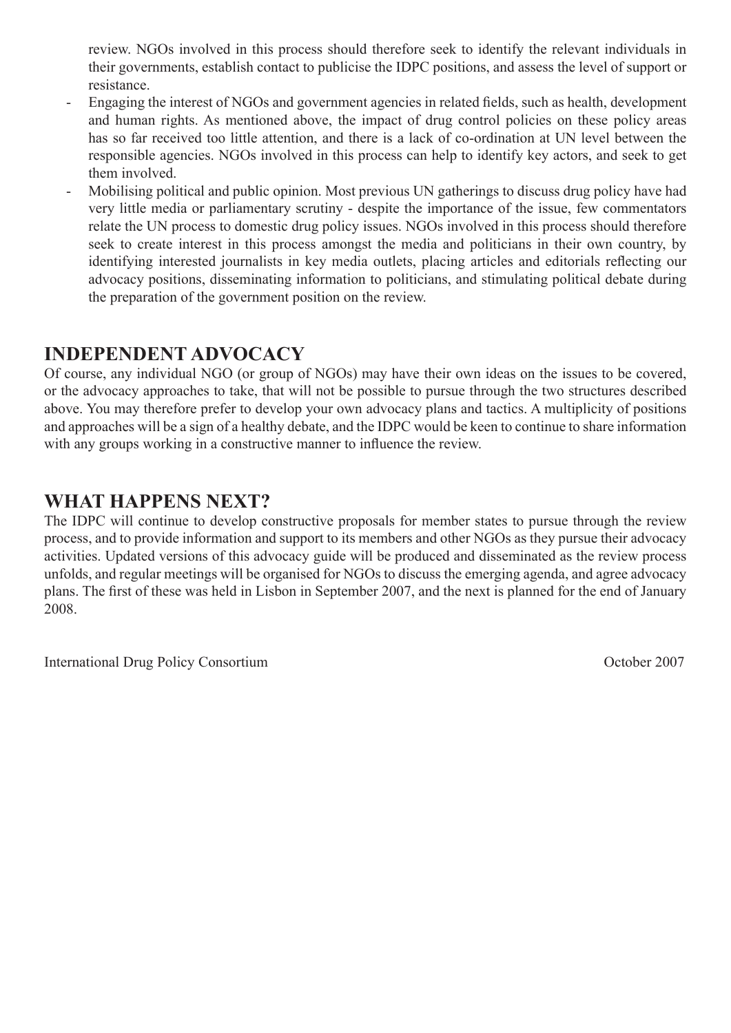review. NGOs involved in this process should therefore seek to identify the relevant individuals in their governments, establish contact to publicise the IDPC positions, and assess the level of support or resistance.

- Engaging the interest of NGOs and government agencies in related fields, such as health, development and human rights. As mentioned above, the impact of drug control policies on these policy areas has so far received too little attention, and there is a lack of co-ordination at UN level between the responsible agencies. NGOs involved in this process can help to identify key actors, and seek to get them involved.
- Mobilising political and public opinion. Most previous UN gatherings to discuss drug policy have had very little media or parliamentary scrutiny - despite the importance of the issue, few commentators relate the UN process to domestic drug policy issues. NGOs involved in this process should therefore seek to create interest in this process amongst the media and politicians in their own country, by identifying interested journalists in key media outlets, placing articles and editorials reflecting our advocacy positions, disseminating information to politicians, and stimulating political debate during the preparation of the government position on the review.

## INDEPENDENT ADVOCACY

Of course, any individual NGO (or group of NGOs) may have their own ideas on the issues to be covered, or the advocacy approaches to take, that will not be possible to pursue through the two structures described above. You may therefore prefer to develop your own advocacy plans and tactics. A multiplicity of positions and approaches will be a sign of a healthy debate, and the IDPC would be keen to continue to share information with any groups working in a constructive manner to influence the review.

## WHAT HAPPENS NEXT?

The IDPC will continue to develop constructive proposals for member states to pursue through the review process, and to provide information and support to its members and other NGOs as they pursue their advocacy activities. Updated versions of this advocacy guide will be produced and disseminated as the review process unfolds, and regular meetings will be organised for NGOs to discuss the emerging agenda, and agree advocacy plans. The first of these was held in Lisbon in September 2007, and the next is planned for the end of January 2008.

International Drug Policy Consortium　　October 2007